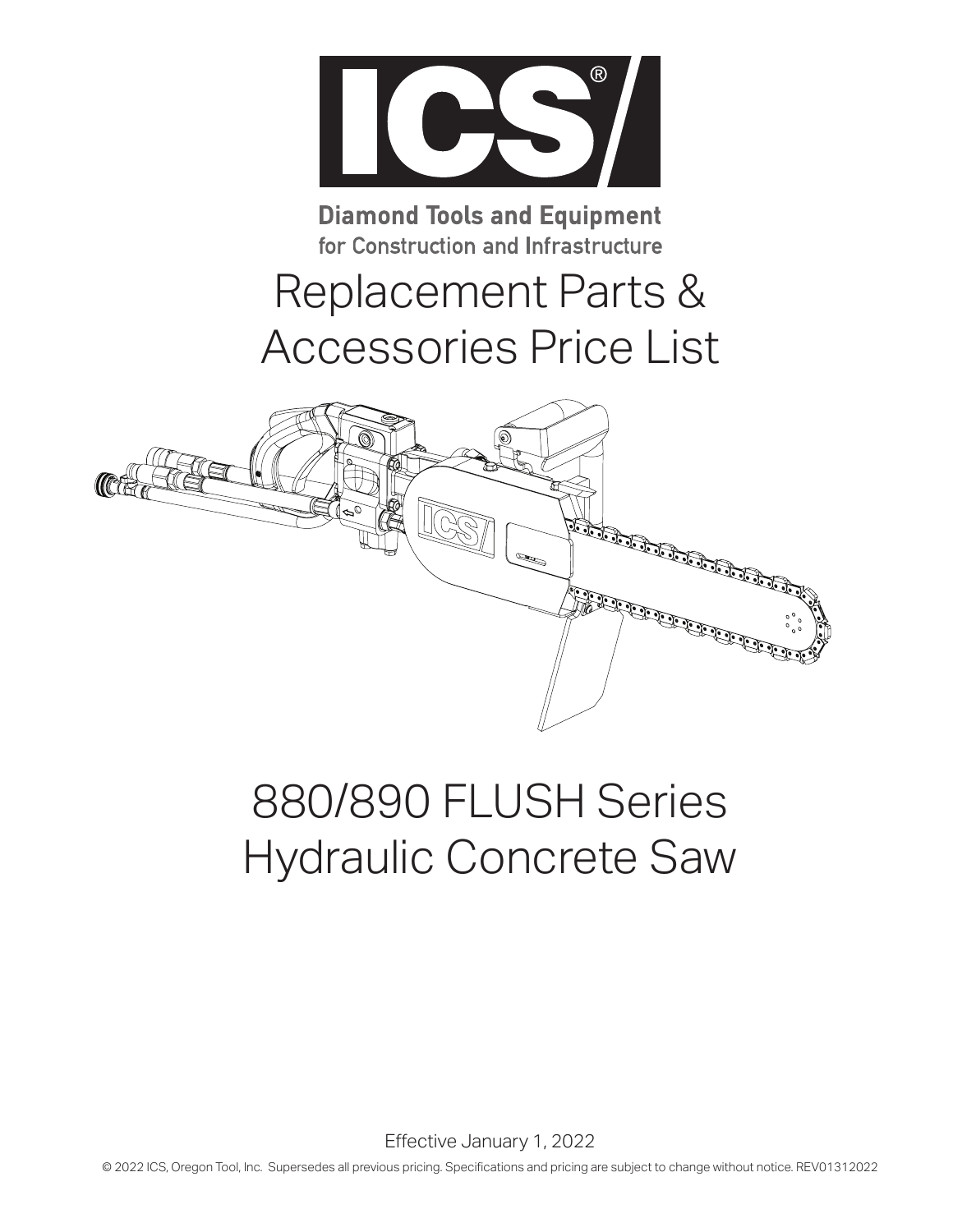ICS®

**Diamond Tools and Equipment**
for Construction and Infrastructure

# Replacement Parts & Accessories Price List

# 880/890 FLUSH Series Hydraulic Concrete Saw

Effective January 1, 2022

© 2022 ICS, Oregon Tool, Inc. Supersedes all previous pricing. Specifications and pricing are subject to change without notice. REV01312022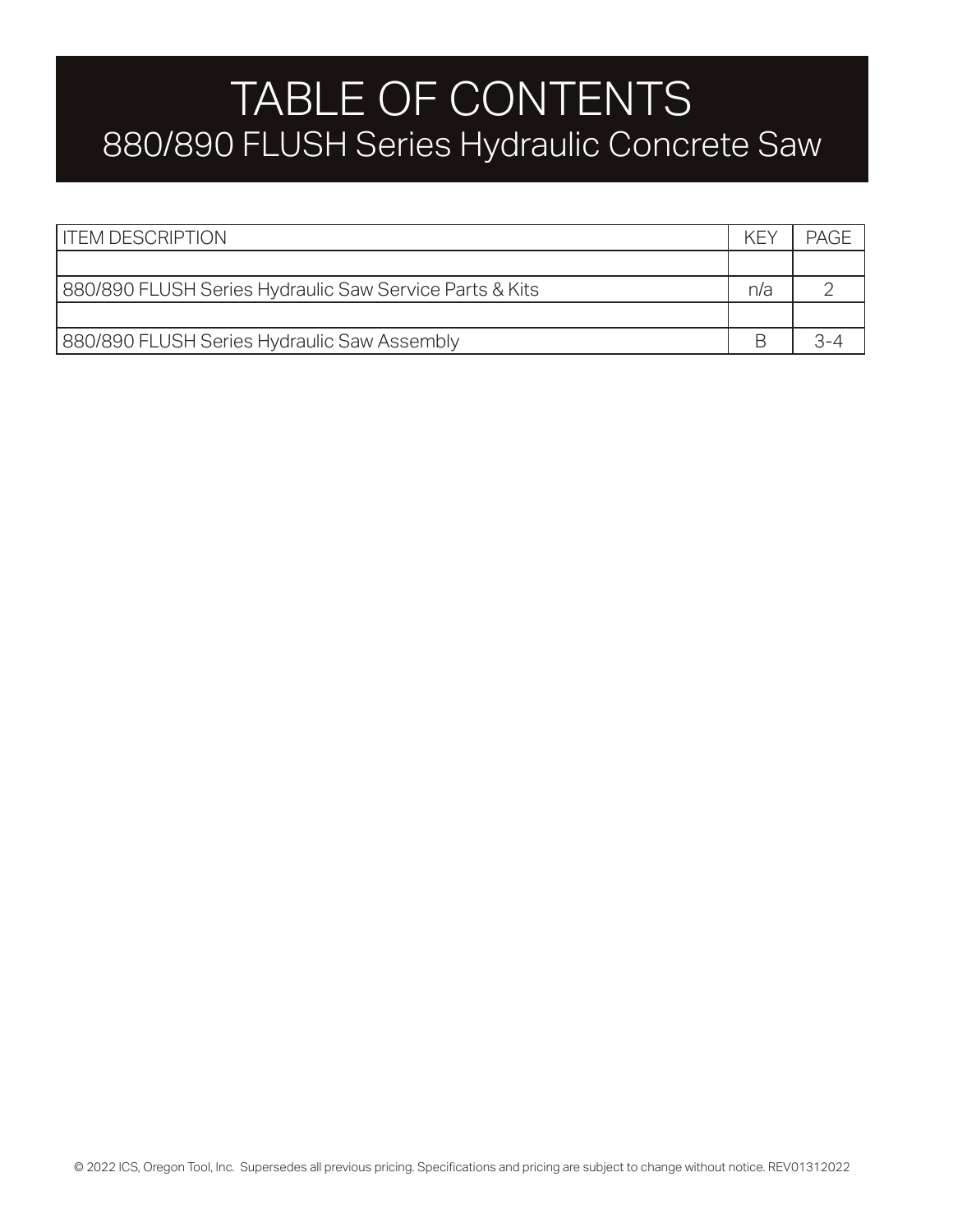# TABLE OF CONTENTS

## 880/890 FLUSH Series Hydraulic Concrete Saw

| ITEM DESCRIPTION | KEY | PAGE |
|---|---|---|
| | | |
| 880/890 FLUSH Series Hydraulic Saw Service Parts & Kits | n/a | 2 |
| | | |
| 880/890 FLUSH Series Hydraulic Saw Assembly | B | 3-4 |

© 2022 ICS, Oregon Tool, Inc. Supersedes all previous pricing. Specifications and pricing are subject to change without notice. REV01312022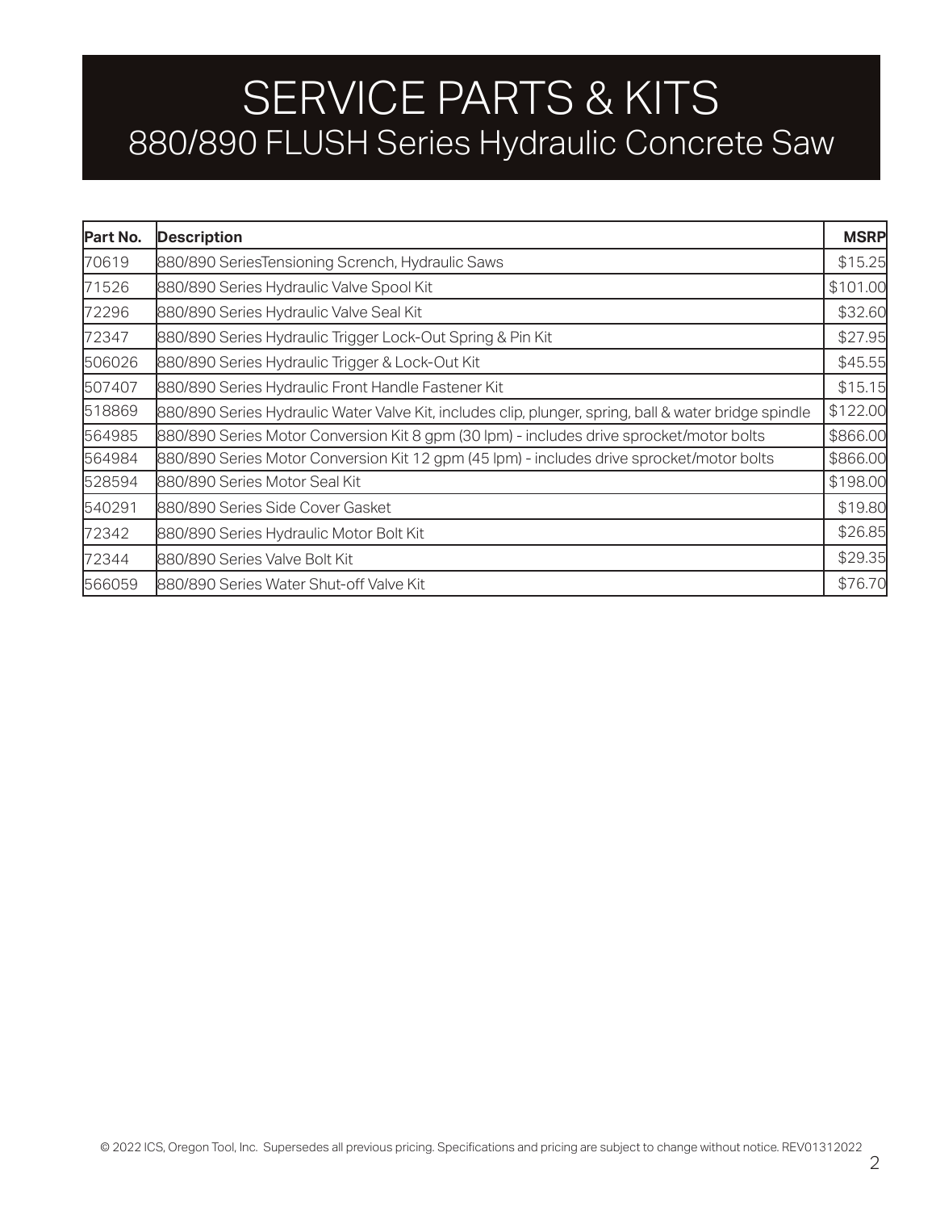# SERVICE PARTS & KITS
## 880/890 FLUSH Series Hydraulic Concrete Saw

| Part No. | Description | MSRP |
|---|---|---|
| 70619 | 880/890 SeriesTensioning Scrench, Hydraulic Saws | $15.25 |
| 71526 | 880/890 Series Hydraulic Valve Spool Kit | $101.00 |
| 72296 | 880/890 Series Hydraulic Valve Seal Kit | $32.60 |
| 72347 | 880/890 Series Hydraulic Trigger Lock-Out Spring & Pin Kit | $27.95 |
| 506026 | 880/890 Series Hydraulic Trigger & Lock-Out Kit | $45.55 |
| 507407 | 880/890 Series Hydraulic Front Handle Fastener Kit | $15.15 |
| 518869 | 880/890 Series Hydraulic Water Valve Kit, includes clip, plunger, spring, ball & water bridge spindle | $122.00 |
| 564985 | 880/890 Series Motor Conversion Kit 8 gpm (30 lpm) - includes drive sprocket/motor bolts | $866.00 |
| 564984 | 880/890 Series Motor Conversion Kit 12 gpm (45 lpm) - includes drive sprocket/motor bolts | $866.00 |
| 528594 | 880/890 Series Motor Seal Kit | $198.00 |
| 540291 | 880/890 Series Side Cover Gasket | $19.80 |
| 72342 | 880/890 Series Hydraulic Motor Bolt Kit | $26.85 |
| 72344 | 880/890 Series Valve Bolt Kit | $29.35 |
| 566059 | 880/890 Series Water Shut-off Valve Kit | $76.70 |

© 2022 ICS, Oregon Tool, Inc. Supersedes all previous pricing. Specifications and pricing are subject to change without notice. REV01312022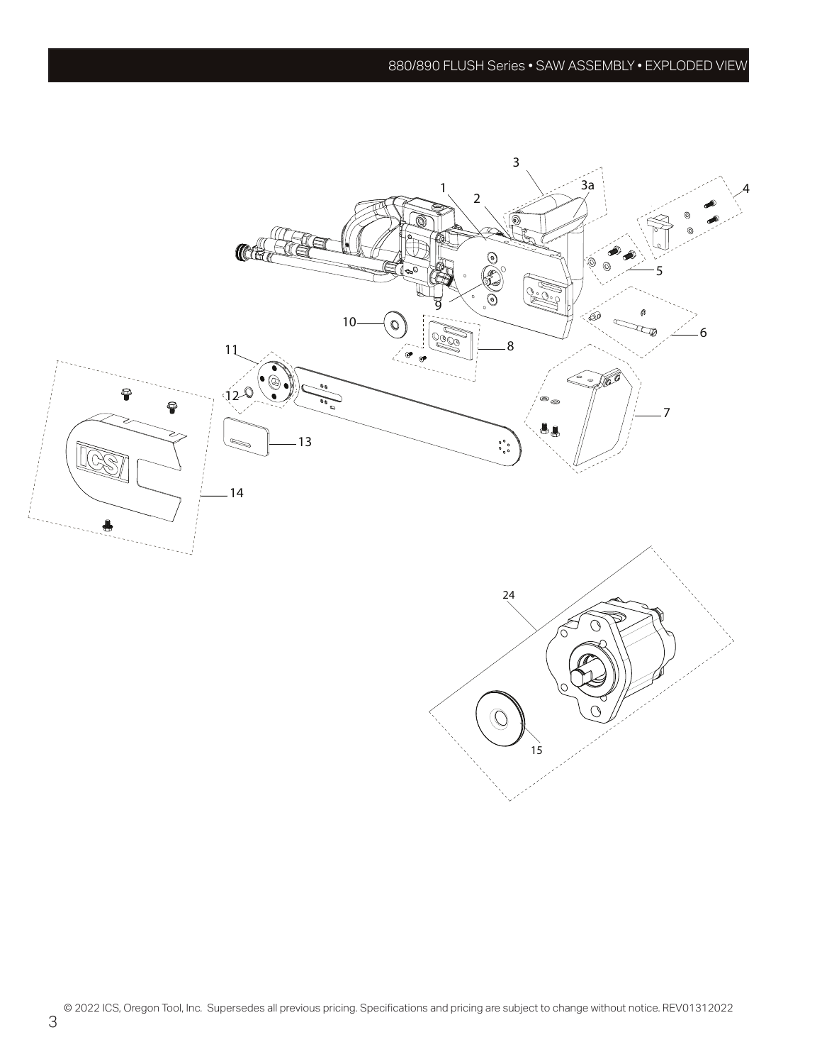1
2
3
3a
4
5
6
7
8
9
10
11
12
13
14
24
15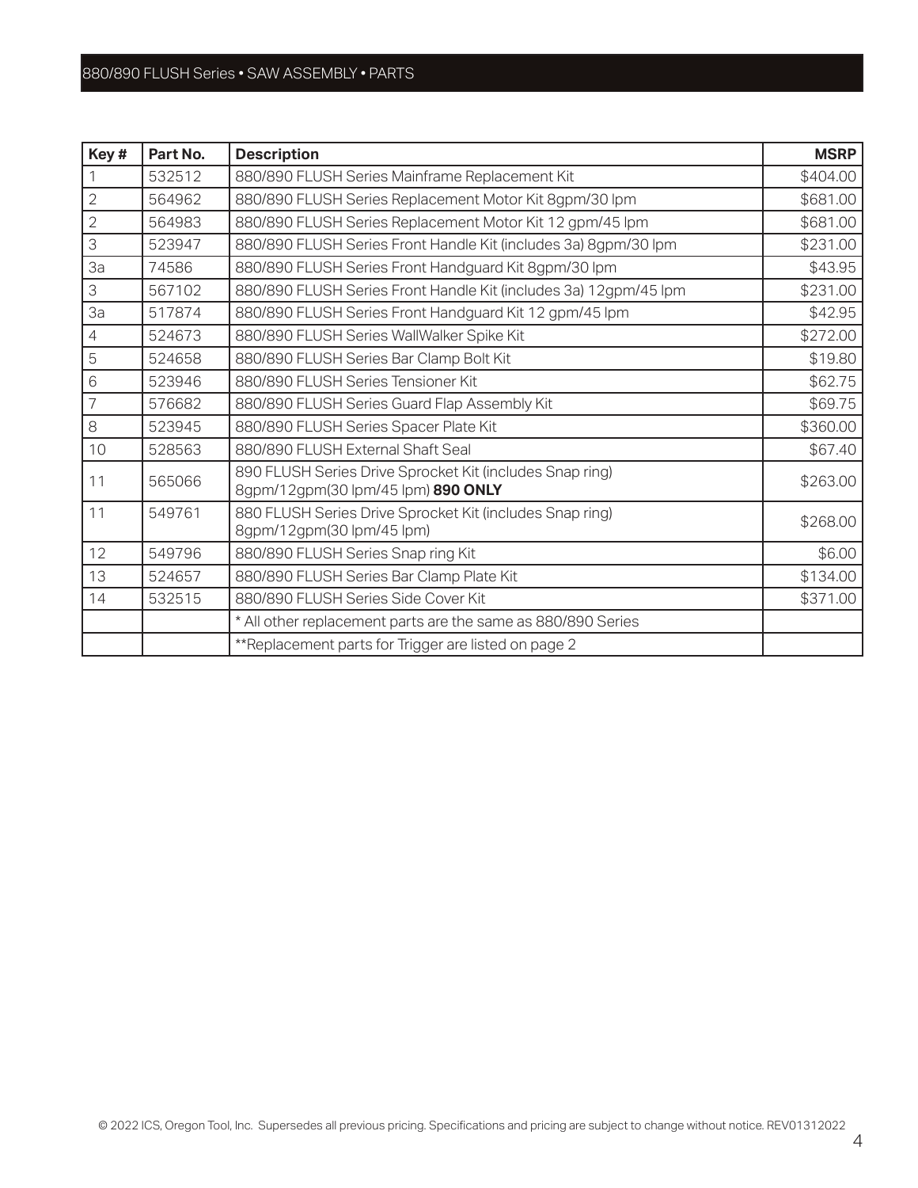# 880/890 FLUSH Series • SAW ASSEMBLY • PARTS

| Key # | Part No. | Description | MSRP |
|---|---|---|---|
| 1 | 532512 | 880/890 FLUSH Series Mainframe Replacement Kit | $404.00 |
| 2 | 564962 | 880/890 FLUSH Series Replacement Motor Kit 8gpm/30 lpm | $681.00 |
| 2 | 564983 | 880/890 FLUSH Series Replacement Motor Kit 12 gpm/45 lpm | $681.00 |
| 3 | 523947 | 880/890 FLUSH Series Front Handle Kit (includes 3a) 8gpm/30 lpm | $231.00 |
| 3a | 74586 | 880/890 FLUSH Series Front Handguard Kit 8gpm/30 lpm | $43.95 |
| 3 | 567102 | 880/890 FLUSH Series Front Handle Kit (includes 3a) 12gpm/45 lpm | $231.00 |
| 3a | 517874 | 880/890 FLUSH Series Front Handguard Kit 12 gpm/45 lpm | $42.95 |
| 4 | 524673 | 880/890 FLUSH Series WallWalker Spike Kit | $272.00 |
| 5 | 524658 | 880/890 FLUSH Series Bar Clamp Bolt Kit | $19.80 |
| 6 | 523946 | 880/890 FLUSH Series Tensioner Kit | $62.75 |
| 7 | 576682 | 880/890 FLUSH Series Guard Flap Assembly Kit | $69.75 |
| 8 | 523945 | 880/890 FLUSH Series Spacer Plate Kit | $360.00 |
| 10 | 528563 | 880/890 FLUSH External Shaft Seal | $67.40 |
| 11 | 565066 | 890 FLUSH Series Drive Sprocket Kit (includes Snap ring) 8gpm/12gpm(30 lpm/45 lpm) **890 ONLY** | $263.00 |
| 11 | 549761 | 880 FLUSH Series Drive Sprocket Kit (includes Snap ring) 8gpm/12gpm(30 lpm/45 lpm) | $268.00 |
| 12 | 549796 | 880/890 FLUSH Series Snap ring Kit | $6.00 |
| 13 | 524657 | 880/890 FLUSH Series Bar Clamp Plate Kit | $134.00 |
| 14 | 532515 | 880/890 FLUSH Series Side Cover Kit | $371.00 |
| | | * All other replacement parts are the same as 880/890 Series | |
| | | **Replacement parts for Trigger are listed on page 2 | |

© 2022 ICS, Oregon Tool, Inc. Supersedes all previous pricing. Specifications and pricing are subject to change without notice. REV01312022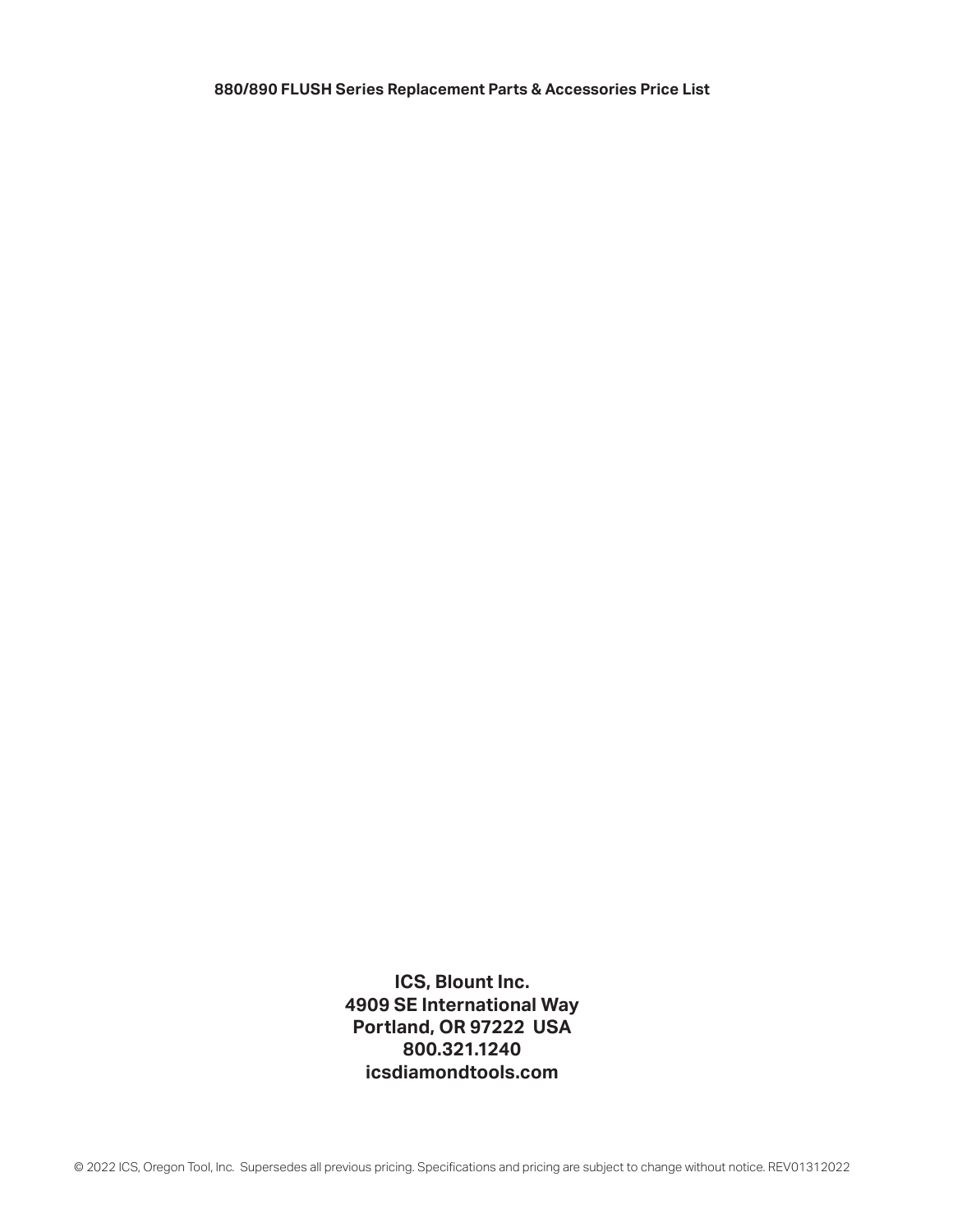**ICS, Blount Inc.**
**4909 SE International Way**
**Portland, OR 97222 USA**
**800.321.1240**
**icsdiamondtools.com**

© 2022 ICS, Oregon Tool, Inc. Supersedes all previous pricing. Specifications and pricing are subject to change without notice. REV01312022